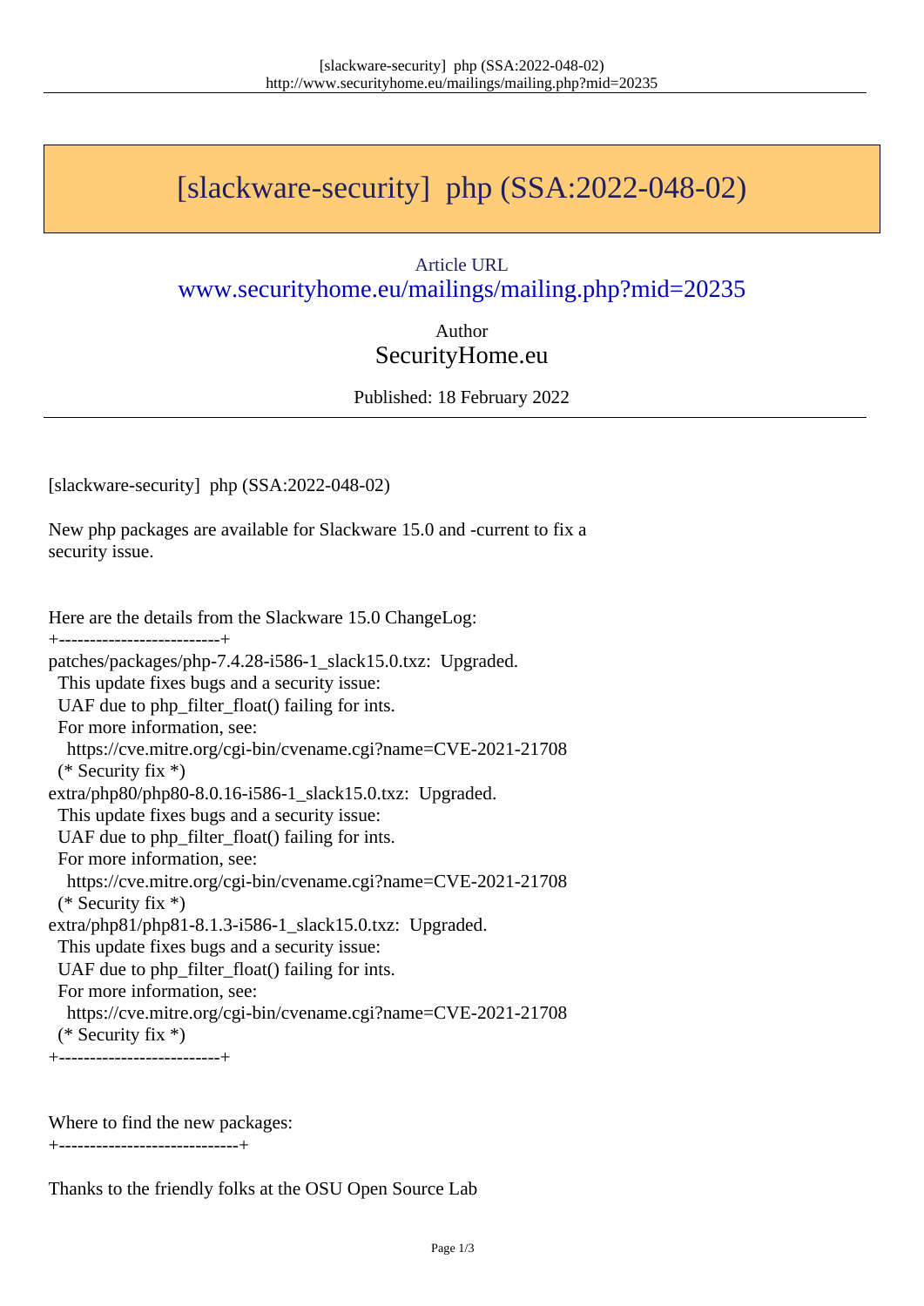# [slackware-security] php (SSA:2022-048-02)

Article URL
www.securityhome.eu/mailings/mailing.php?mid=20235

Author
SecurityHome.eu

Published: 18 February 2022

[slackware-security] php (SSA:2022-048-02)

New php packages are available for Slackware 15.0 and -current to fix a security issue.

Here are the details from the Slackware 15.0 ChangeLog:

```
+--------------------------+
patches/packages/php-7.4.28-i586-1_slack15.0.txz:  Upgraded.
  This update fixes bugs and a security issue:
  UAF due to php_filter_float() failing for ints.
  For more information, see:
    https://cve.mitre.org/cgi-bin/cvename.cgi?name=CVE-2021-21708
  (* Security fix *)
extra/php80/php80-8.0.16-i586-1_slack15.0.txz:  Upgraded.
  This update fixes bugs and a security issue:
  UAF due to php_filter_float() failing for ints.
  For more information, see:
    https://cve.mitre.org/cgi-bin/cvename.cgi?name=CVE-2021-21708
  (* Security fix *)
extra/php81/php81-8.1.3-i586-1_slack15.0.txz:  Upgraded.
  This update fixes bugs and a security issue:
  UAF due to php_filter_float() failing for ints.
  For more information, see:
    https://cve.mitre.org/cgi-bin/cvename.cgi?name=CVE-2021-21708
  (* Security fix *)
+--------------------------+
```

Where to find the new packages:

```
+-----------------------------+
```

Thanks to the friendly folks at the OSU Open Source Lab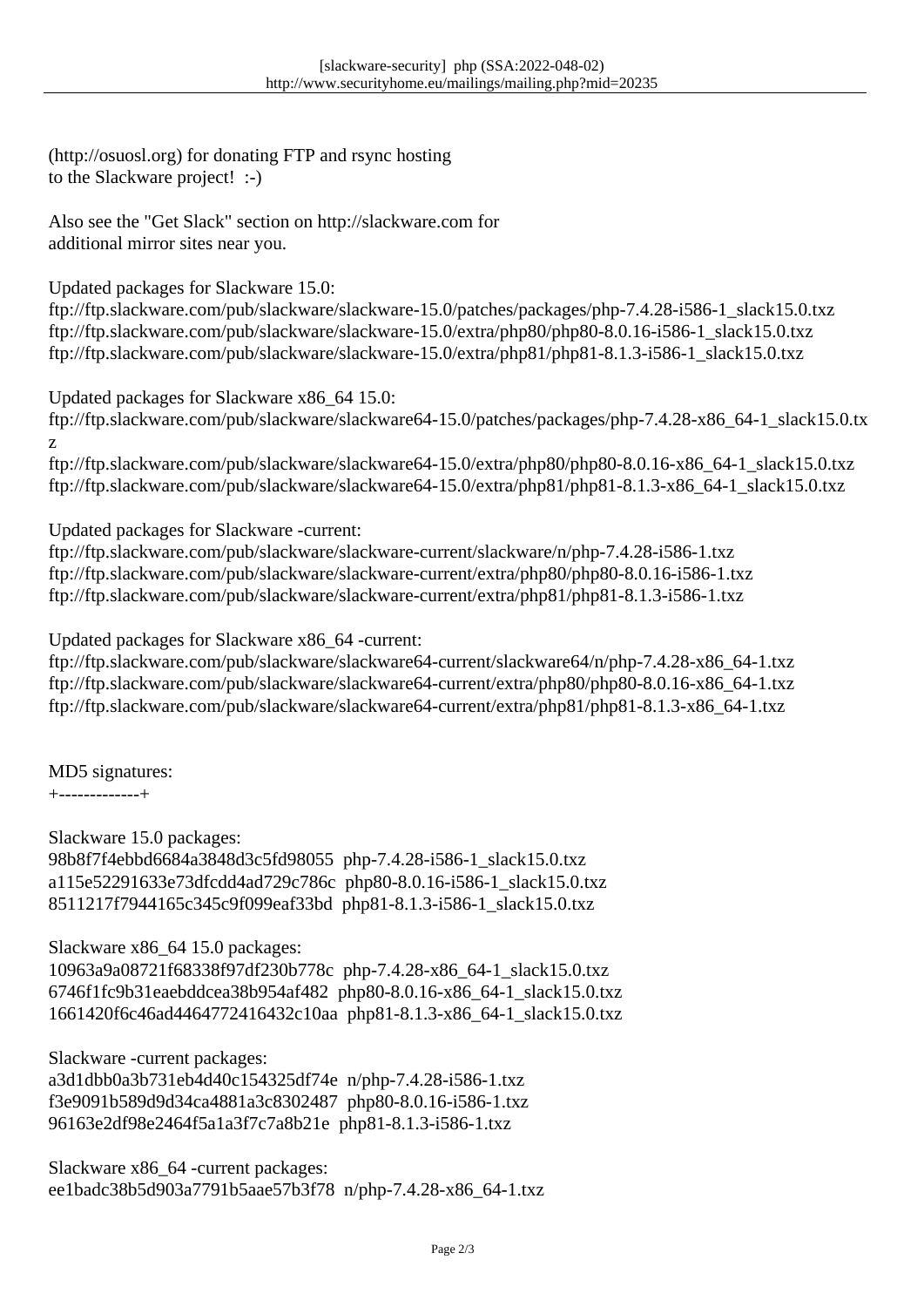(http://osuosl.org) for donating FTP and rsync hosting
to the Slackware project!  :-)

Also see the "Get Slack" section on http://slackware.com for
additional mirror sites near you.

Updated packages for Slackware 15.0:
ftp://ftp.slackware.com/pub/slackware/slackware-15.0/patches/packages/php-7.4.28-i586-1_slack15.0.txz
ftp://ftp.slackware.com/pub/slackware/slackware-15.0/extra/php80/php80-8.0.16-i586-1_slack15.0.txz
ftp://ftp.slackware.com/pub/slackware/slackware-15.0/extra/php81/php81-8.1.3-i586-1_slack15.0.txz

Updated packages for Slackware x86_64 15.0:
ftp://ftp.slackware.com/pub/slackware/slackware64-15.0/patches/packages/php-7.4.28-x86_64-1_slack15.0.txz
ftp://ftp.slackware.com/pub/slackware/slackware64-15.0/extra/php80/php80-8.0.16-x86_64-1_slack15.0.txz
ftp://ftp.slackware.com/pub/slackware/slackware64-15.0/extra/php81/php81-8.1.3-x86_64-1_slack15.0.txz

Updated packages for Slackware -current:
ftp://ftp.slackware.com/pub/slackware/slackware-current/slackware/n/php-7.4.28-i586-1.txz
ftp://ftp.slackware.com/pub/slackware/slackware-current/extra/php80/php80-8.0.16-i586-1.txz
ftp://ftp.slackware.com/pub/slackware/slackware-current/extra/php81/php81-8.1.3-i586-1.txz

Updated packages for Slackware x86_64 -current:
ftp://ftp.slackware.com/pub/slackware/slackware64-current/slackware64/n/php-7.4.28-x86_64-1.txz
ftp://ftp.slackware.com/pub/slackware/slackware64-current/extra/php80/php80-8.0.16-x86_64-1.txz
ftp://ftp.slackware.com/pub/slackware/slackware64-current/extra/php81/php81-8.1.3-x86_64-1.txz

MD5 signatures:
+-------------+

Slackware 15.0 packages:
98b8f7f4ebbd6684a3848d3c5fd98055  php-7.4.28-i586-1_slack15.0.txz
a115e52291633e73dfcdd4ad729c786c  php80-8.0.16-i586-1_slack15.0.txz
8511217f7944165c345c9f099eaf33bd  php81-8.1.3-i586-1_slack15.0.txz

Slackware x86_64 15.0 packages:
10963a9a08721f68338f97df230b778c  php-7.4.28-x86_64-1_slack15.0.txz
6746f1fc9b31eaebddcea38b954af482  php80-8.0.16-x86_64-1_slack15.0.txz
1661420f6c46ad4464772416432c10aa  php81-8.1.3-x86_64-1_slack15.0.txz

Slackware -current packages:
a3d1dbb0a3b731eb4d40c154325df74e  n/php-7.4.28-i586-1.txz
f3e9091b589d9d34ca4881a3c8302487  php80-8.0.16-i586-1.txz
96163e2df98e2464f5a1a3f7c7a8b21e  php81-8.1.3-i586-1.txz

Slackware x86_64 -current packages:
ee1badc38b5d903a7791b5aae57b3f78  n/php-7.4.28-x86_64-1.txz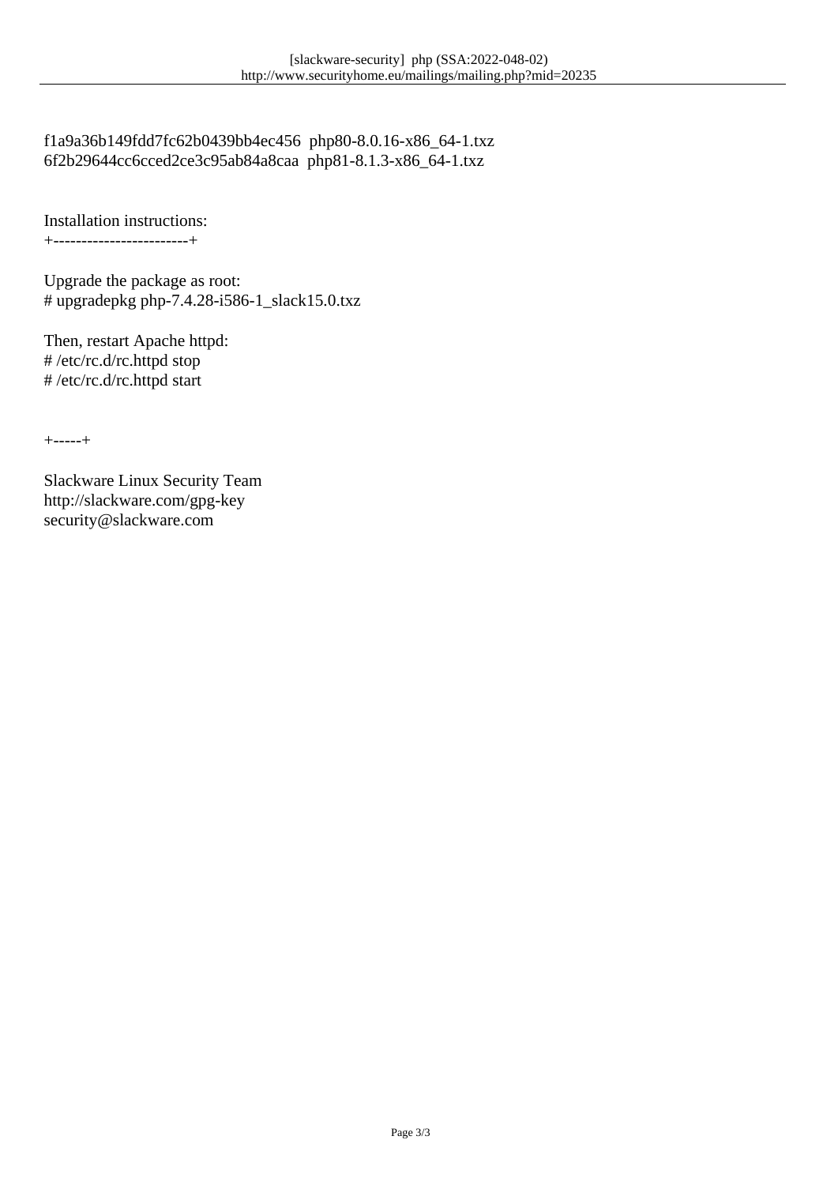f1a9a36b149fdd7fc62b0439bb4ec456  php80-8.0.16-x86_64-1.txz
6f2b29644cc6cced2ce3c95ab84a8caa  php81-8.1.3-x86_64-1.txz

Installation instructions:
+------------------------+

Upgrade the package as root:
# upgradepkg php-7.4.28-i586-1_slack15.0.txz

Then, restart Apache httpd:
# /etc/rc.d/rc.httpd stop
# /etc/rc.d/rc.httpd start

+-----+

Slackware Linux Security Team
http://slackware.com/gpg-key
security@slackware.com